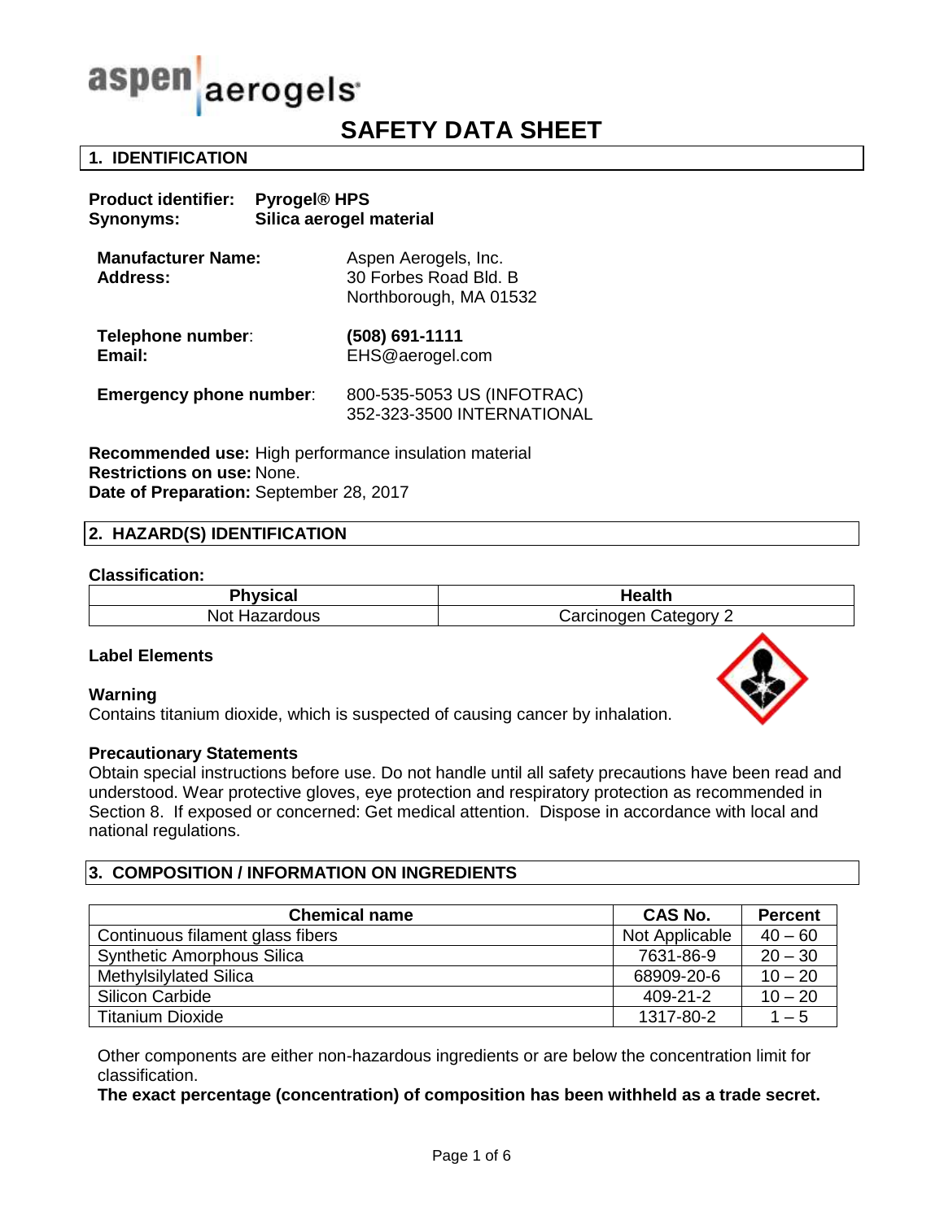aspen aerogels

# SAFETY DATA SHEET

## 1. IDENTIFICATION

**Product identifier:** **Pyrogel® HPS**
**Synonyms:** **Silica aerogel material**

**Manufacturer Name:** Aspen Aerogels, Inc.
**Address:** 30 Forbes Road Bld. B
Northborough, MA 01532

**Telephone number**: **(508) 691-1111**
**Email:** EHS@aerogel.com

**Emergency phone number**: 800-535-5053 US (INFOTRAC)
352-323-3500 INTERNATIONAL

**Recommended use:** High performance insulation material
**Restrictions on use:** None.
**Date of Preparation:** September 28, 2017

## 2. HAZARD(S) IDENTIFICATION

**Classification:**

| Physical | Health |
|---|---|
| Not Hazardous | Carcinogen Category 2 |

**Label Elements**

**Warning**
Contains titanium dioxide, which is suspected of causing cancer by inhalation.

**Precautionary Statements**
Obtain special instructions before use. Do not handle until all safety precautions have been read and understood. Wear protective gloves, eye protection and respiratory protection as recommended in Section 8. If exposed or concerned: Get medical attention. Dispose in accordance with local and national regulations.

## 3. COMPOSITION / INFORMATION ON INGREDIENTS

| Chemical name | CAS No. | Percent |
|---|---|---|
| Continuous filament glass fibers | Not Applicable | 40 – 60 |
| Synthetic Amorphous Silica | 7631-86-9 | 20 – 30 |
| Methylsilylated Silica | 68909-20-6 | 10 – 20 |
| Silicon Carbide | 409-21-2 | 10 – 20 |
| Titanium Dioxide | 1317-80-2 | 1 – 5 |

Other components are either non-hazardous ingredients or are below the concentration limit for classification.
**The exact percentage (concentration) of composition has been withheld as a trade secret.**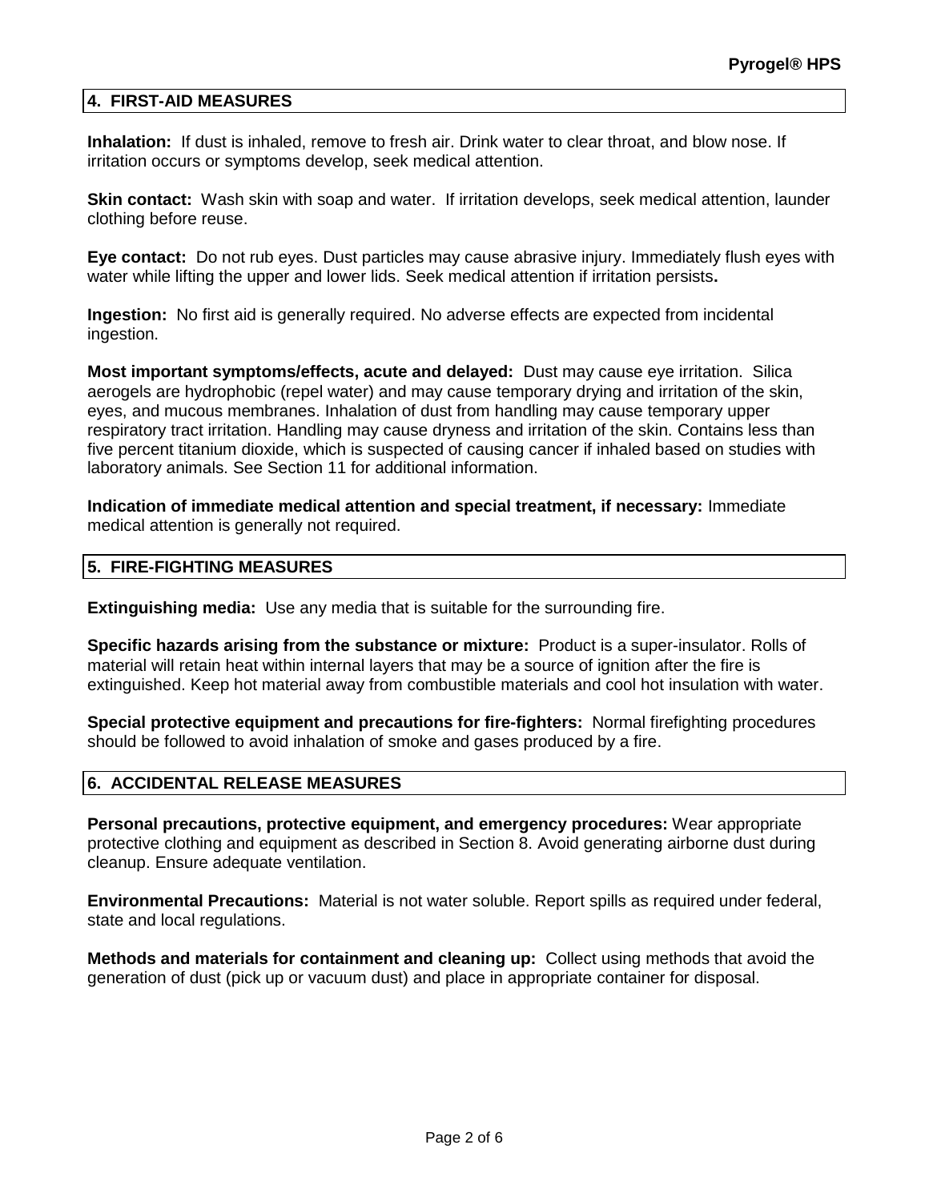## 4. FIRST-AID MEASURES

**Inhalation:** If dust is inhaled, remove to fresh air. Drink water to clear throat, and blow nose. If irritation occurs or symptoms develop, seek medical attention.

**Skin contact:** Wash skin with soap and water. If irritation develops, seek medical attention, launder clothing before reuse.

**Eye contact:** Do not rub eyes. Dust particles may cause abrasive injury. Immediately flush eyes with water while lifting the upper and lower lids. Seek medical attention if irritation persists**.**

**Ingestion:** No first aid is generally required. No adverse effects are expected from incidental ingestion.

**Most important symptoms/effects, acute and delayed:** Dust may cause eye irritation. Silica aerogels are hydrophobic (repel water) and may cause temporary drying and irritation of the skin, eyes, and mucous membranes. Inhalation of dust from handling may cause temporary upper respiratory tract irritation. Handling may cause dryness and irritation of the skin. Contains less than five percent titanium dioxide, which is suspected of causing cancer if inhaled based on studies with laboratory animals. See Section 11 for additional information.

**Indication of immediate medical attention and special treatment, if necessary:** Immediate medical attention is generally not required.

## 5. FIRE-FIGHTING MEASURES

**Extinguishing media:** Use any media that is suitable for the surrounding fire.

**Specific hazards arising from the substance or mixture:** Product is a super-insulator. Rolls of material will retain heat within internal layers that may be a source of ignition after the fire is extinguished. Keep hot material away from combustible materials and cool hot insulation with water.

**Special protective equipment and precautions for fire-fighters:** Normal firefighting procedures should be followed to avoid inhalation of smoke and gases produced by a fire.

## 6. ACCIDENTAL RELEASE MEASURES

**Personal precautions, protective equipment, and emergency procedures:** Wear appropriate protective clothing and equipment as described in Section 8. Avoid generating airborne dust during cleanup. Ensure adequate ventilation.

**Environmental Precautions:** Material is not water soluble. Report spills as required under federal, state and local regulations.

**Methods and materials for containment and cleaning up:** Collect using methods that avoid the generation of dust (pick up or vacuum dust) and place in appropriate container for disposal.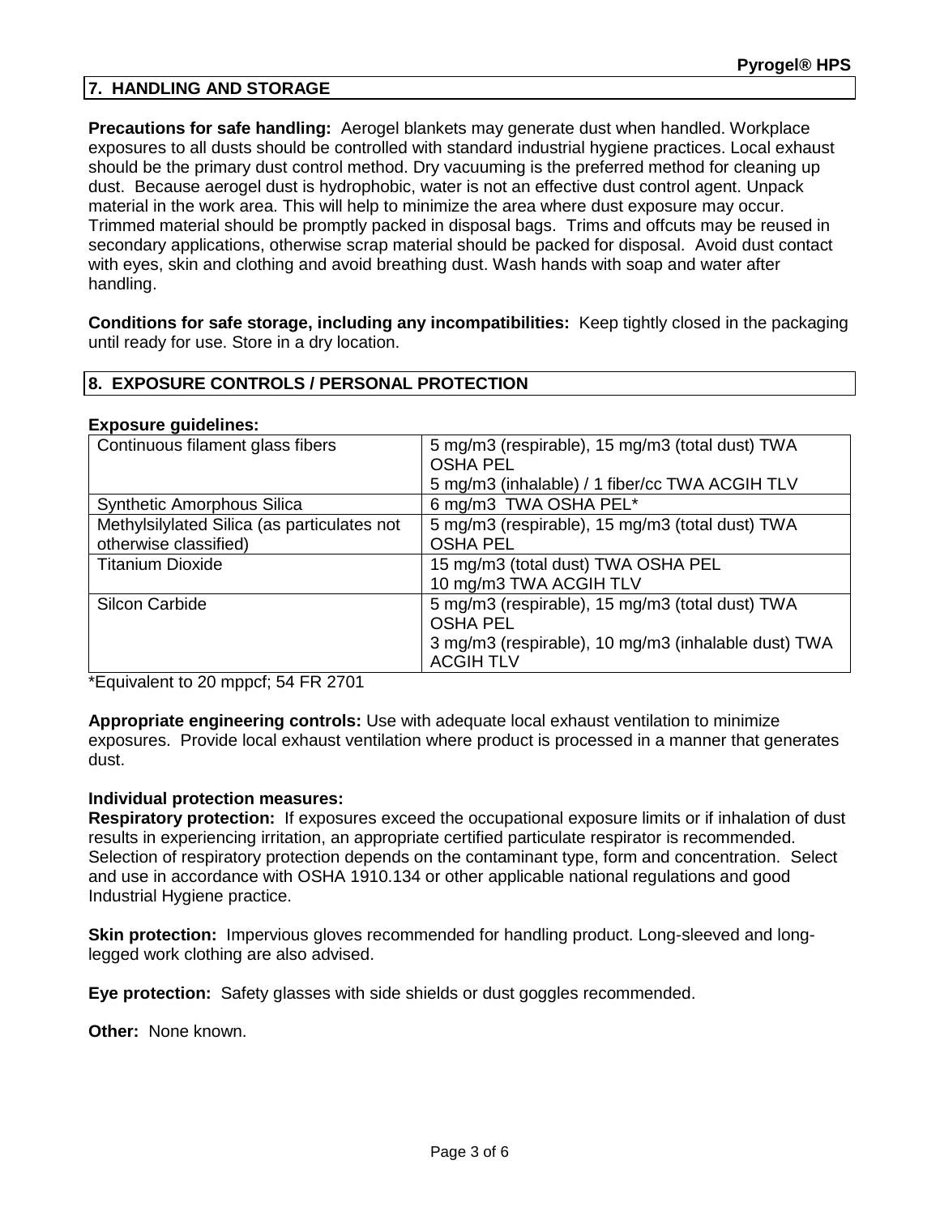## 7. HANDLING AND STORAGE

**Precautions for safe handling:** Aerogel blankets may generate dust when handled. Workplace exposures to all dusts should be controlled with standard industrial hygiene practices. Local exhaust should be the primary dust control method. Dry vacuuming is the preferred method for cleaning up dust. Because aerogel dust is hydrophobic, water is not an effective dust control agent. Unpack material in the work area. This will help to minimize the area where dust exposure may occur. Trimmed material should be promptly packed in disposal bags. Trims and offcuts may be reused in secondary applications, otherwise scrap material should be packed for disposal. Avoid dust contact with eyes, skin and clothing and avoid breathing dust. Wash hands with soap and water after handling.

**Conditions for safe storage, including any incompatibilities:** Keep tightly closed in the packaging until ready for use. Store in a dry location.

## 8. EXPOSURE CONTROLS / PERSONAL PROTECTION

**Exposure guidelines:**

| | |
|---|---|
| Continuous filament glass fibers | 5 mg/m3 (respirable), 15 mg/m3 (total dust) TWA OSHA PEL<br>5 mg/m3 (inhalable) / 1 fiber/cc TWA ACGIH TLV |
| Synthetic Amorphous Silica | 6 mg/m3 TWA OSHA PEL* |
| Methylsilylated Silica (as particulates not otherwise classified) | 5 mg/m3 (respirable), 15 mg/m3 (total dust) TWA OSHA PEL |
| Titanium Dioxide | 15 mg/m3 (total dust) TWA OSHA PEL<br>10 mg/m3 TWA ACGIH TLV |
| Silcon Carbide | 5 mg/m3 (respirable), 15 mg/m3 (total dust) TWA OSHA PEL<br>3 mg/m3 (respirable), 10 mg/m3 (inhalable dust) TWA ACGIH TLV |

*Equivalent to 20 mppcf; 54 FR 2701

**Appropriate engineering controls:** Use with adequate local exhaust ventilation to minimize exposures. Provide local exhaust ventilation where product is processed in a manner that generates dust.

**Individual protection measures:**

**Respiratory protection:** If exposures exceed the occupational exposure limits or if inhalation of dust results in experiencing irritation, an appropriate certified particulate respirator is recommended. Selection of respiratory protection depends on the contaminant type, form and concentration. Select and use in accordance with OSHA 1910.134 or other applicable national regulations and good Industrial Hygiene practice.

**Skin protection:** Impervious gloves recommended for handling product. Long-sleeved and long-legged work clothing are also advised.

**Eye protection:** Safety glasses with side shields or dust goggles recommended.

**Other:** None known.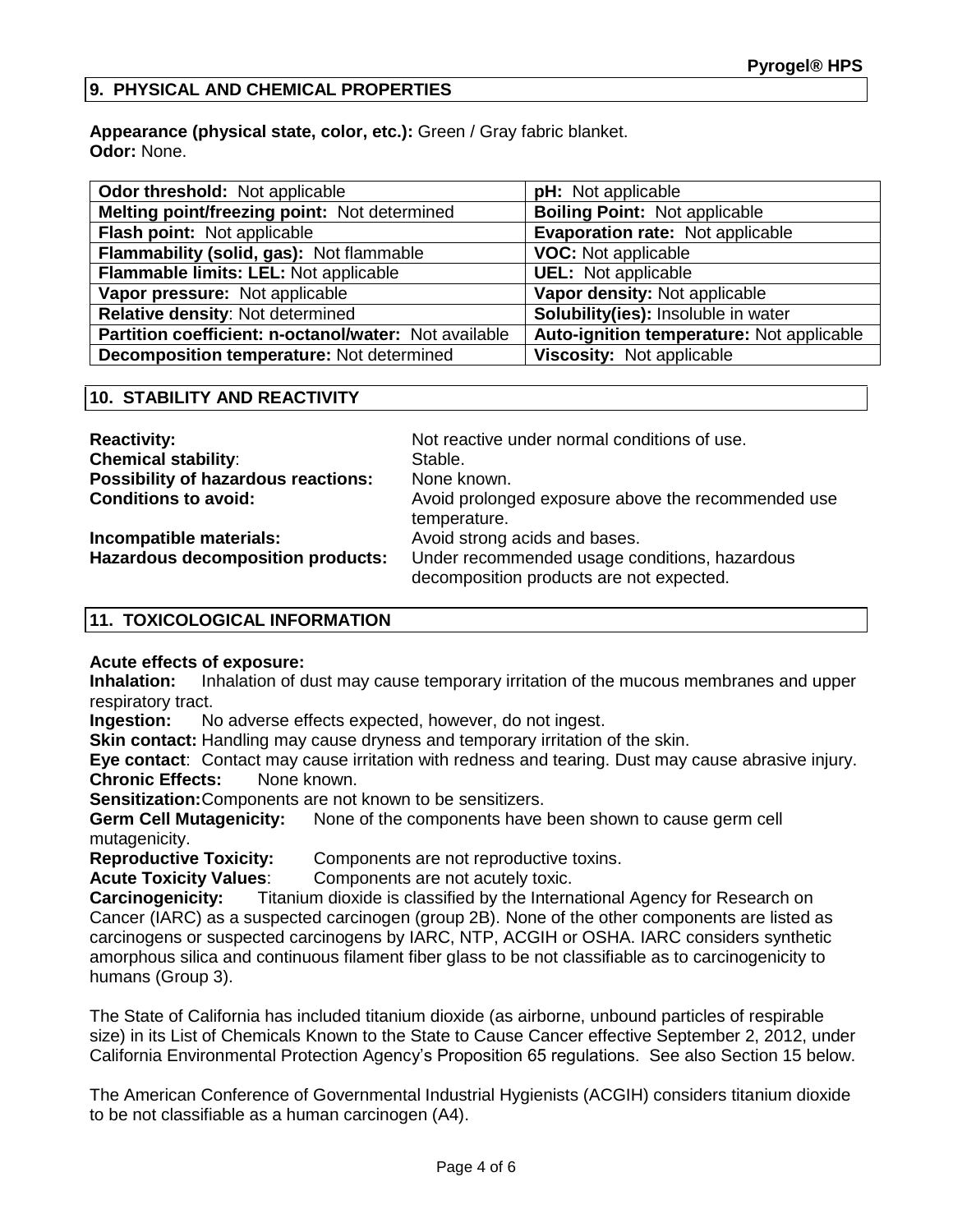## 9. PHYSICAL AND CHEMICAL PROPERTIES

**Appearance (physical state, color, etc.):** Green / Gray fabric blanket.
**Odor:** None.

| | |
|---|---|
| **Odor threshold:** Not applicable | **pH:** Not applicable |
| **Melting point/freezing point:** Not determined | **Boiling Point:** Not applicable |
| **Flash point:** Not applicable | **Evaporation rate:** Not applicable |
| **Flammability (solid, gas):** Not flammable | **VOC:** Not applicable |
| **Flammable limits: LEL:** Not applicable | **UEL:** Not applicable |
| **Vapor pressure:** Not applicable | **Vapor density:** Not applicable |
| **Relative density**: Not determined | **Solubility(ies):** Insoluble in water |
| **Partition coefficient: n-octanol/water:** Not available | **Auto-ignition temperature:** Not applicable |
| **Decomposition temperature:** Not determined | **Viscosity:** Not applicable |

## 10. STABILITY AND REACTIVITY

**Reactivity:** Not reactive under normal conditions of use.
**Chemical stability**: Stable.
**Possibility of hazardous reactions:** None known.
**Conditions to avoid:** Avoid prolonged exposure above the recommended use temperature.
**Incompatible materials:** Avoid strong acids and bases.
**Hazardous decomposition products:** Under recommended usage conditions, hazardous decomposition products are not expected.

## 11. TOXICOLOGICAL INFORMATION

**Acute effects of exposure:**
**Inhalation:** Inhalation of dust may cause temporary irritation of the mucous membranes and upper respiratory tract.
**Ingestion:** No adverse effects expected, however, do not ingest.
**Skin contact:** Handling may cause dryness and temporary irritation of the skin.
**Eye contact**: Contact may cause irritation with redness and tearing. Dust may cause abrasive injury.
**Chronic Effects:** None known.
**Sensitization:** Components are not known to be sensitizers.
**Germ Cell Mutagenicity:** None of the components have been shown to cause germ cell mutagenicity.
**Reproductive Toxicity:** Components are not reproductive toxins.
**Acute Toxicity Values**: Components are not acutely toxic.
**Carcinogenicity:** Titanium dioxide is classified by the International Agency for Research on Cancer (IARC) as a suspected carcinogen (group 2B). None of the other components are listed as carcinogens or suspected carcinogens by IARC, NTP, ACGIH or OSHA. IARC considers synthetic amorphous silica and continuous filament fiber glass to be not classifiable as to carcinogenicity to humans (Group 3).

The State of California has included titanium dioxide (as airborne, unbound particles of respirable size) in its List of Chemicals Known to the State to Cause Cancer effective September 2, 2012, under California Environmental Protection Agency's Proposition 65 regulations. See also Section 15 below.

The American Conference of Governmental Industrial Hygienists (ACGIH) considers titanium dioxide to be not classifiable as a human carcinogen (A4).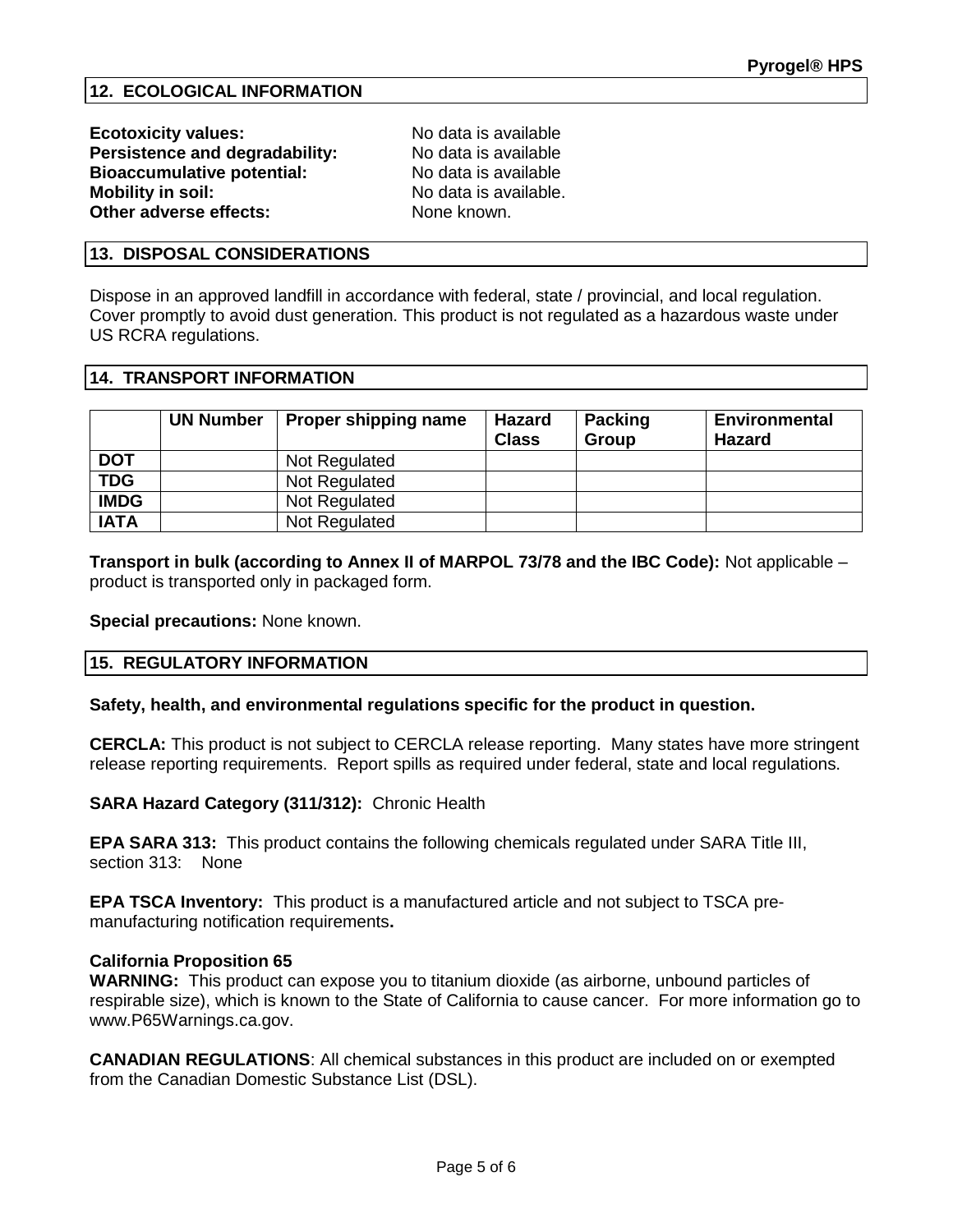## 12. ECOLOGICAL INFORMATION

**Ecotoxicity values:** No data is available
**Persistence and degradability:** No data is available
**Bioaccumulative potential:** No data is available
**Mobility in soil:** No data is available.
**Other adverse effects:** None known.

## 13. DISPOSAL CONSIDERATIONS

Dispose in an approved landfill in accordance with federal, state / provincial, and local regulation. Cover promptly to avoid dust generation. This product is not regulated as a hazardous waste under US RCRA regulations.

## 14. TRANSPORT INFORMATION

| | UN Number | Proper shipping name | Hazard Class | Packing Group | Environmental Hazard |
|---|---|---|---|---|---|
| **DOT** | | Not Regulated | | | |
| **TDG** | | Not Regulated | | | |
| **IMDG** | | Not Regulated | | | |
| **IATA** | | Not Regulated | | | |

**Transport in bulk (according to Annex II of MARPOL 73/78 and the IBC Code):** Not applicable – product is transported only in packaged form.

**Special precautions:** None known.

## 15. REGULATORY INFORMATION

**Safety, health, and environmental regulations specific for the product in question.**

**CERCLA:** This product is not subject to CERCLA release reporting. Many states have more stringent release reporting requirements. Report spills as required under federal, state and local regulations.

**SARA Hazard Category (311/312):** Chronic Health

**EPA SARA 313:** This product contains the following chemicals regulated under SARA Title III, section 313: None

**EPA TSCA Inventory:** This product is a manufactured article and not subject to TSCA pre-manufacturing notification requirements**.**

**California Proposition 65**
**WARNING:** This product can expose you to titanium dioxide (as airborne, unbound particles of respirable size), which is known to the State of California to cause cancer. For more information go to www.P65Warnings.ca.gov.

**CANADIAN REGULATIONS**: All chemical substances in this product are included on or exempted from the Canadian Domestic Substance List (DSL).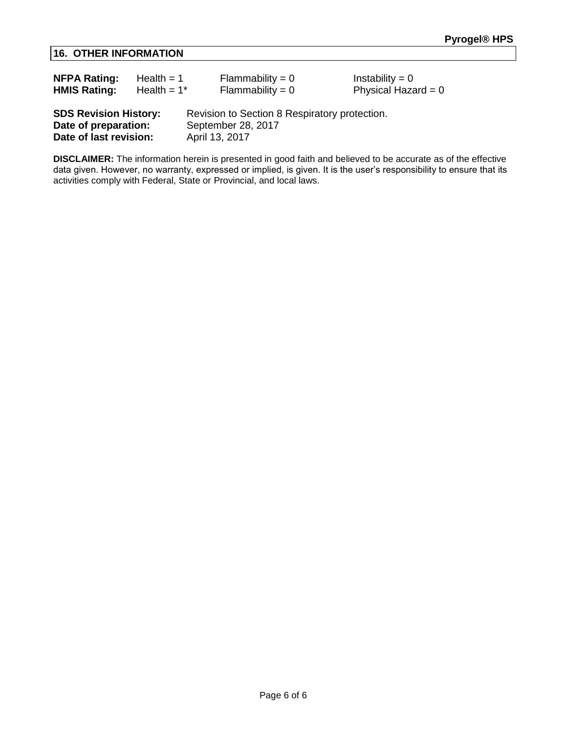## 16. OTHER INFORMATION

| | | | |
|---|---|---|---|
| **NFPA Rating:** | Health = 1 | Flammability = 0 | Instability = 0 |
| **HMIS Rating:** | Health = 1* | Flammability = 0 | Physical Hazard = 0 |

**SDS Revision History:** Revision to Section 8 Respiratory protection.
**Date of preparation:** September 28, 2017
**Date of last revision:** April 13, 2017

**DISCLAIMER:** The information herein is presented in good faith and believed to be accurate as of the effective data given. However, no warranty, expressed or implied, is given. It is the user's responsibility to ensure that its activities comply with Federal, State or Provincial, and local laws.